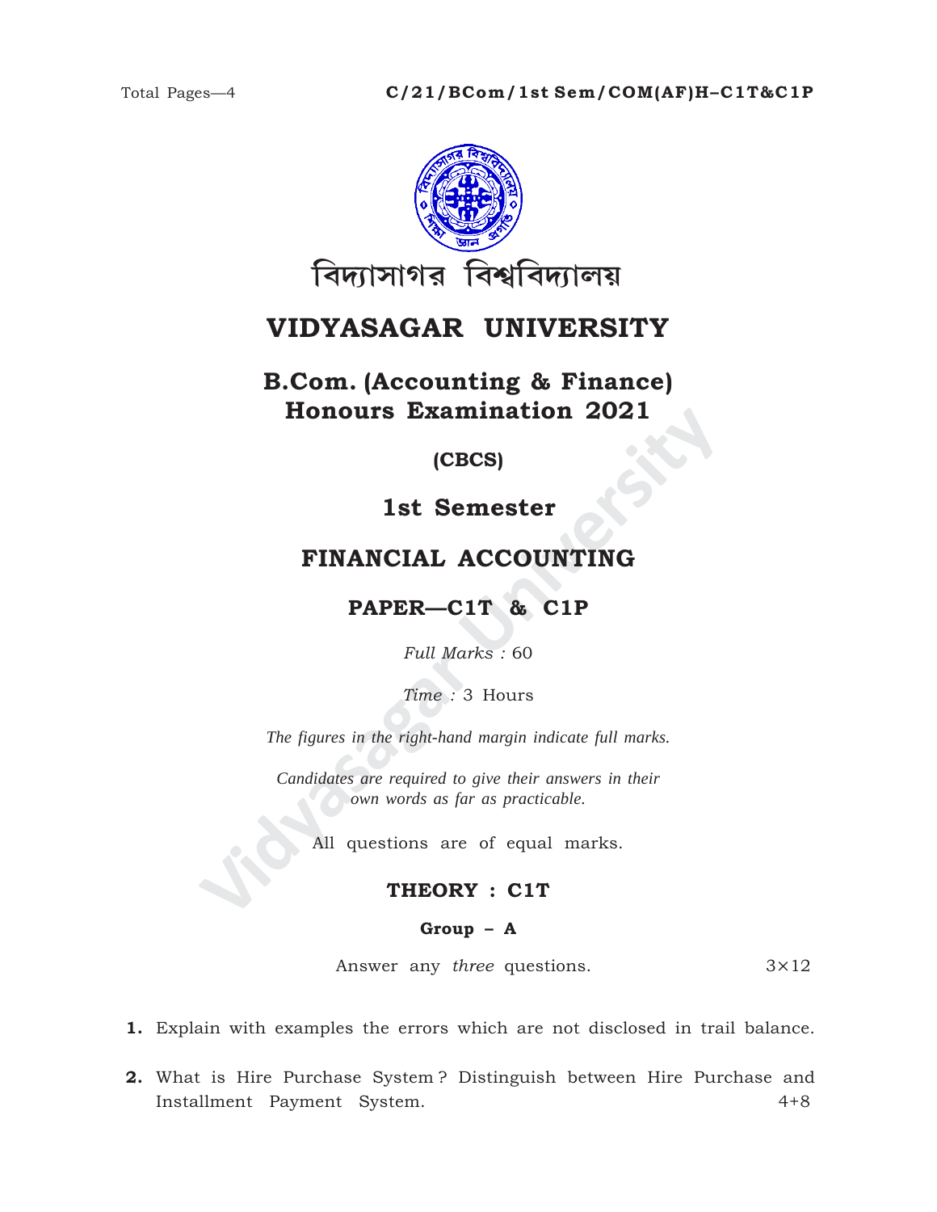Total Pages—4

**C/21/BCom/1st Sem/COM(AF)H–C1T&C1P**

বিদ্যাসাগর বিশ্ববিদ্যালয়

# VIDYASAGAR UNIVERSITY

## B.Com. (Accounting & Finance) Honours Examination 2021

**(CBCS)**

## 1st Semester

## FINANCIAL ACCOUNTING

## PAPER—C1T & C1P

*Full Marks :* 60

*Time :* 3 Hours

*The figures in the right-hand margin indicate full marks.*

*Candidates are required to give their answers in their own words as far as practicable.*

All questions are of equal marks.

### THEORY : C1T

#### Group – A

Answer any *three* questions. 3×12

**1.** Explain with examples the errors which are not disclosed in trail balance.

**2.** What is Hire Purchase System ? Distinguish between Hire Purchase and Installment Payment System. 4+8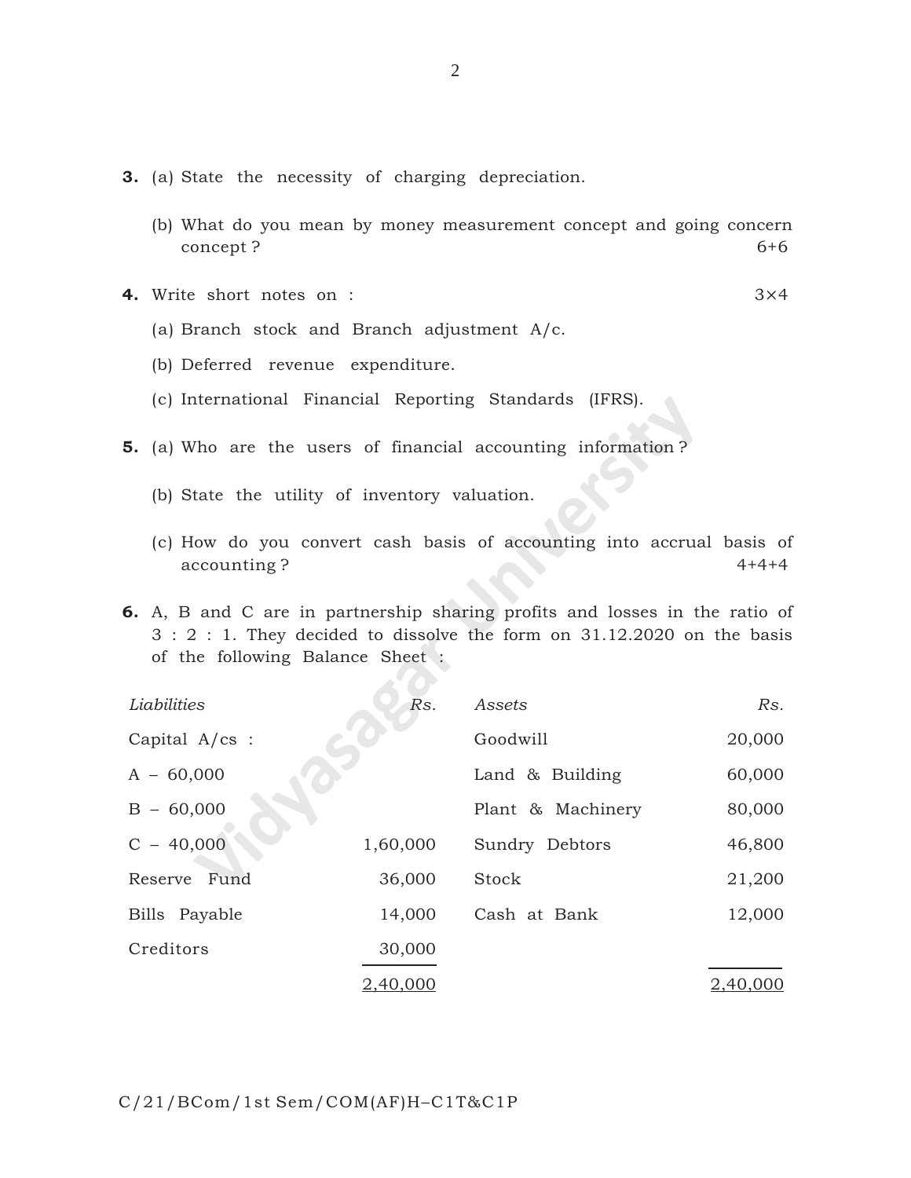3. (a) State the necessity of charging depreciation.

   (b) What do you mean by money measurement concept and going concern concept? 6+6

4. Write short notes on : 3×4

   (a) Branch stock and Branch adjustment A/c.

   (b) Deferred revenue expenditure.

   (c) International Financial Reporting Standards (IFRS).

5. (a) Who are the users of financial accounting information?

   (b) State the utility of inventory valuation.

   (c) How do you convert cash basis of accounting into accrual basis of accounting? 4+4+4

6. A, B and C are in partnership sharing profits and losses in the ratio of 3 : 2 : 1. They decided to dissolve the form on 31.12.2020 on the basis of the following Balance Sheet :

| *Liabilities* | *Rs.* | *Assets* | *Rs.* |
|---|---:|---|---:|
| Capital A/cs : | | Goodwill | 20,000 |
| A – 60,000 | | Land & Building | 60,000 |
| B – 60,000 | | Plant & Machinery | 80,000 |
| C – 40,000 | 1,60,000 | Sundry Debtors | 46,800 |
| Reserve Fund | 36,000 | Stock | 21,200 |
| Bills Payable | 14,000 | Cash at Bank | 12,000 |
| Creditors | 30,000 | | |
| | 2,40,000 | | 2,40,000 |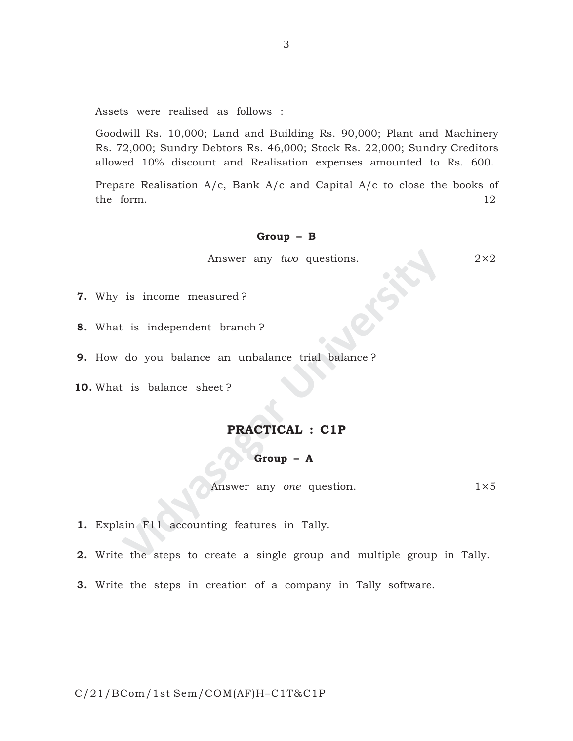Assets were realised as follows :

Goodwill Rs. 10,000; Land and Building Rs. 90,000; Plant and Machinery Rs. 72,000; Sundry Debtors Rs. 46,000; Stock Rs. 22,000; Sundry Creditors allowed 10% discount and Realisation expenses amounted to Rs. 600.

Prepare Realisation A/c, Bank A/c and Capital A/c to close the books of the form. 12

### Group – B

Answer any *two* questions. 2×2

**7.** Why is income measured ?

**8.** What is independent branch ?

**9.** How do you balance an unbalance trial balance ?

**10.** What is balance sheet ?

## PRACTICAL : C1P

### Group – A

Answer any *one* question. 1×5

**1.** Explain F11 accounting features in Tally.

**2.** Write the steps to create a single group and multiple group in Tally.

**3.** Write the steps in creation of a company in Tally software.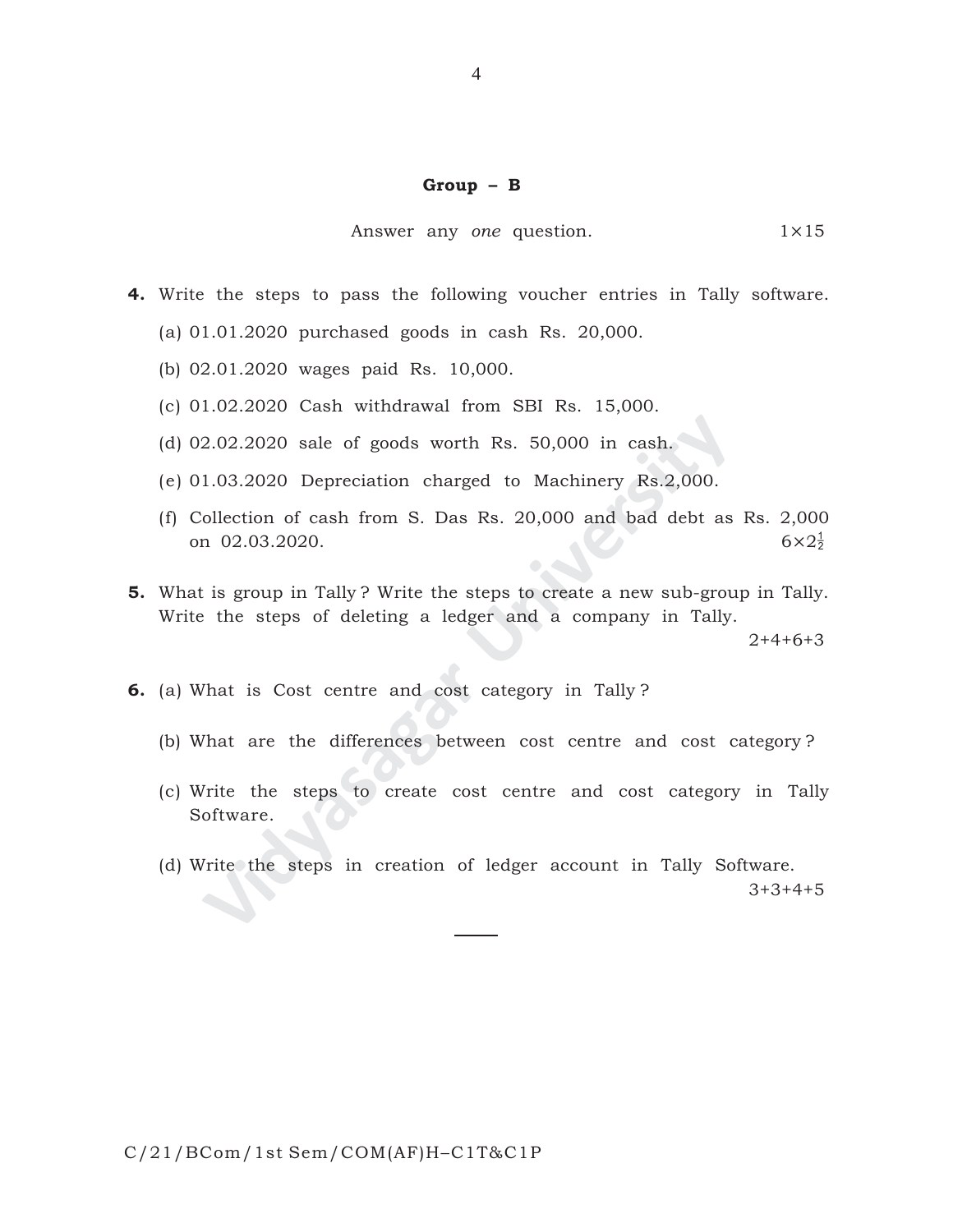## Group – B

Answer any *one* question. 1×15

**4.** Write the steps to pass the following voucher entries in Tally software.

(a) 01.01.2020 purchased goods in cash Rs. 20,000.

(b) 02.01.2020 wages paid Rs. 10,000.

(c) 01.02.2020 Cash withdrawal from SBI Rs. 15,000.

(d) 02.02.2020 sale of goods worth Rs. 50,000 in cash.

(e) 01.03.2020 Depreciation charged to Machinery Rs.2,000.

(f) Collection of cash from S. Das Rs. 20,000 and bad debt as Rs. 2,000 on 02.03.2020. $6\times2\frac{1}{2}$

**5.** What is group in Tally? Write the steps to create a new sub-group in Tally. Write the steps of deleting a ledger and a company in Tally.

2+4+6+3

**6.** (a) What is Cost centre and cost category in Tally?

(b) What are the differences between cost centre and cost category?

(c) Write the steps to create cost centre and cost category in Tally Software.

(d) Write the steps in creation of ledger account in Tally Software.

3+3+4+5

C/21/BCom/1st Sem/COM(AF)H–C1T&C1P